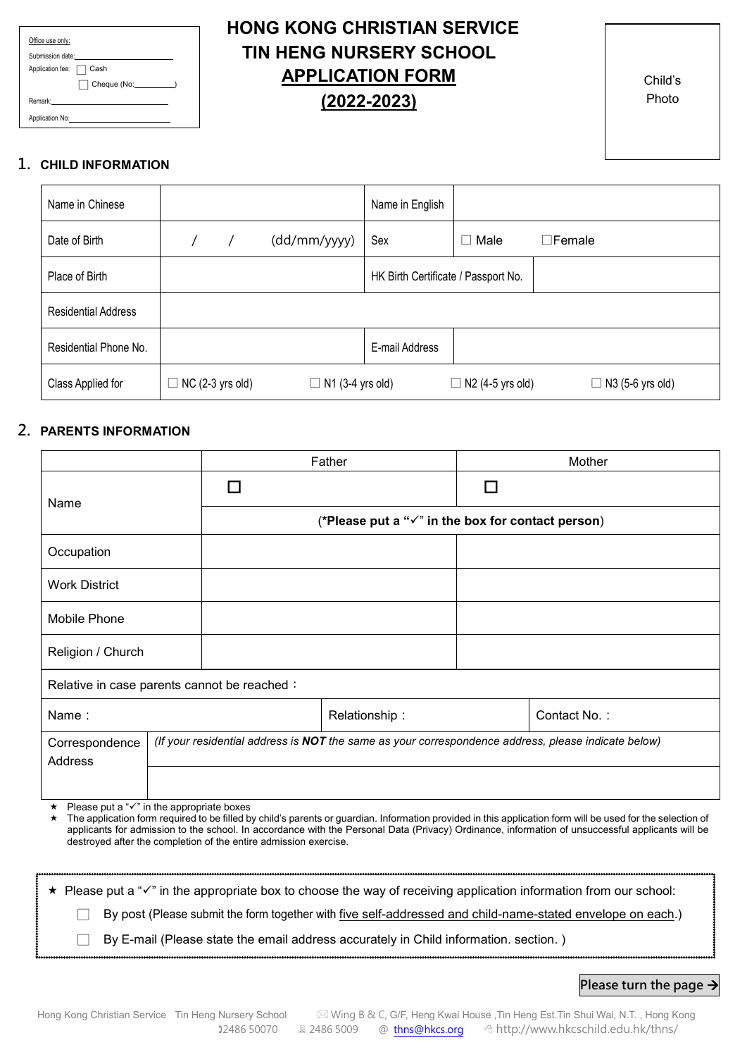| Office use only: |
| --- |
| Submission date: ____________ |
| Application fee: ☐ Cash |
| ☐ Cheque (No:________) |
| Remark: ____________ |
| Application No: ____________ |

# HONG KONG CHRISTIAN SERVICE
# TIN HENG NURSERY SCHOOL
# APPLICATION FORM
# (2022-2023)

Child's Photo

## 1. CHILD INFORMATION

| Name in Chinese | | Name in English | | |
| --- | --- | --- | --- | --- |
| Date of Birth | / / (dd/mm/yyyy) | Sex | ☐ Male ☐Female | |
| Place of Birth | | HK Birth Certificate / Passport No. | | |
| Residential Address | | | | |
| Residential Phone No. | | E-mail Address | | |
| Class Applied for | ☐ NC (2-3 yrs old) | ☐ N1 (3-4 yrs old) | ☐ N2 (4-5 yrs old) | ☐ N3 (5-6 yrs old) |

## 2. PARENTS INFORMATION

| | Father | Mother |
| --- | --- | --- |
| Name | ☐ | ☐ |
| | (**\*Please put a "✓" in the box for contact person**) | |
| Occupation | | |
| Work District | | |
| Mobile Phone | | |
| Religion / Church | | |

| Relative in case parents cannot be reached： | | |
| --- | --- | --- |
| Name： | Relationship： | Contact No.： |

| Correspondence Address | *(If your residential address is **NOT** the same as your correspondence address, please indicate below)* |
| --- | --- |
| | |

★ Please put a "✓" in the appropriate boxes

★ The application form required to be filled by child's parents or guardian. Information provided in this application form will be used for the selection of applicants for admission to the school. In accordance with the Personal Data (Privacy) Ordinance, information of unsuccessful applicants will be destroyed after the completion of the entire admission exercise.

★ Please put a "✓" in the appropriate box to choose the way of receiving application information from our school:

☐ By post (Please submit the form together with five self-addressed and child-name-stated envelope on each.)

☐ By E-mail (Please state the email address accurately in Child information. section. )

**Please turn the page →**

Hong Kong Christian Service Tin Heng Nursery School ✉ Wing B & C, G/F, Heng Kwai House ,Tin Heng Est.Tin Shui Wai, N.T. , Hong Kong
☎ 2486 50070 📠 2486 5009 @ thns@hkcs.org http://www.hkcschild.edu.hk/thns/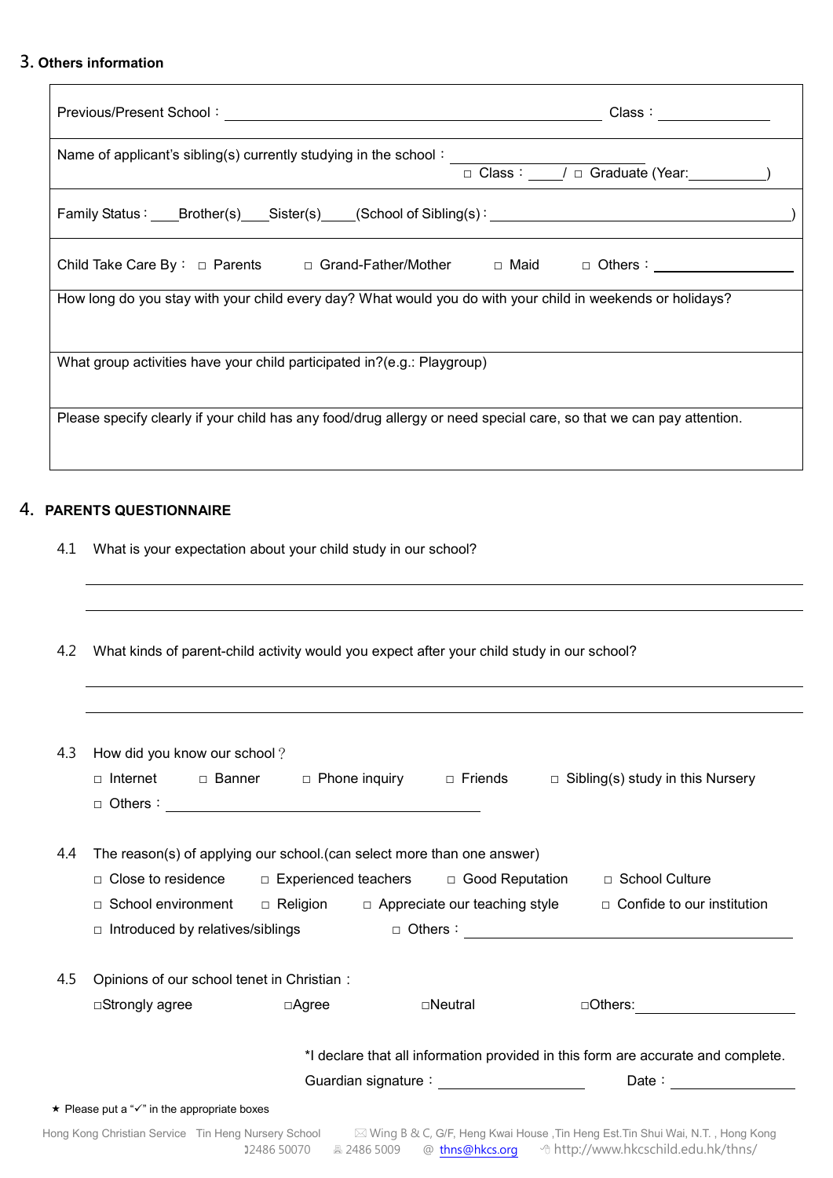## 3. Others information

| |
|---|
| Previous/Present School：\_\_\_\_\_\_\_\_\_\_\_\_\_\_\_\_\_\_\_\_\_\_\_\_\_\_\_\_\_\_\_\_\_\_\_\_\_\_\_\_ Class：\_\_\_\_\_\_\_\_\_\_\_\_ |
| Name of applicant's sibling(s) currently studying in the school：\_\_\_\_\_\_\_\_\_\_\_\_\_\_\_\_\_\_\_\_ □ Class：\_\_\_\_ / □ Graduate (Year:\_\_\_\_\_\_\_\_\_\_) |
| Family Status：\_\_\_Brother(s)\_\_\_Sister(s)\_\_\_\_(School of Sibling(s)：\_\_\_\_\_\_\_\_\_\_\_\_\_\_\_\_\_\_\_\_\_\_\_\_\_\_\_\_\_\_\_\_\_\_\_\_) |
| Child Take Care By： □ Parents □ Grand-Father/Mother □ Maid □ Others：\_\_\_\_\_\_\_\_\_\_\_\_\_\_\_\_ |
| How long do you stay with your child every day? What would you do with your child in weekends or holidays? |
| What group activities have your child participated in?(e.g.: Playgroup) |
| Please specify clearly if your child has any food/drug allergy or need special care, so that we can pay attention. |

## 4. PARENTS QUESTIONNAIRE

4.1 What is your expectation about your child study in our school?

\_\_\_\_\_\_\_\_\_\_\_\_\_\_\_\_\_\_\_\_\_\_\_\_\_\_\_\_\_\_\_\_\_\_\_\_\_\_\_\_\_\_\_\_\_\_\_\_\_\_\_\_\_\_\_\_\_\_\_\_\_\_\_\_\_\_\_\_\_\_\_\_\_\_\_\_\_\_

\_\_\_\_\_\_\_\_\_\_\_\_\_\_\_\_\_\_\_\_\_\_\_\_\_\_\_\_\_\_\_\_\_\_\_\_\_\_\_\_\_\_\_\_\_\_\_\_\_\_\_\_\_\_\_\_\_\_\_\_\_\_\_\_\_\_\_\_\_\_\_\_\_\_\_\_\_\_

4.2 What kinds of parent-child activity would you expect after your child study in our school?

\_\_\_\_\_\_\_\_\_\_\_\_\_\_\_\_\_\_\_\_\_\_\_\_\_\_\_\_\_\_\_\_\_\_\_\_\_\_\_\_\_\_\_\_\_\_\_\_\_\_\_\_\_\_\_\_\_\_\_\_\_\_\_\_\_\_\_\_\_\_\_\_\_\_\_\_\_\_

\_\_\_\_\_\_\_\_\_\_\_\_\_\_\_\_\_\_\_\_\_\_\_\_\_\_\_\_\_\_\_\_\_\_\_\_\_\_\_\_\_\_\_\_\_\_\_\_\_\_\_\_\_\_\_\_\_\_\_\_\_\_\_\_\_\_\_\_\_\_\_\_\_\_\_\_\_\_

4.3 How did you know our school？

□ Internet □ Banner □ Phone inquiry □ Friends □ Sibling(s) study in this Nursery

□ Others：\_\_\_\_\_\_\_\_\_\_\_\_\_\_\_\_\_\_\_\_\_\_\_\_\_\_\_\_\_\_\_\_\_\_\_\_\_\_

4.4 The reason(s) of applying our school.(can select more than one answer)

□ Close to residence □ Experienced teachers □ Good Reputation □ School Culture

□ School environment □ Religion □ Appreciate our teaching style □ Confide to our institution

□ Introduced by relatives/siblings □ Others：\_\_\_\_\_\_\_\_\_\_\_\_\_\_\_\_\_\_\_\_\_\_\_\_\_\_\_\_\_\_\_\_\_\_\_\_\_\_

4.5 Opinions of our school tenet in Christian：

□Strongly agree □Agree □Neutral □Others:\_\_\_\_\_\_\_\_\_\_\_\_\_\_\_\_\_\_\_\_

*I declare that all information provided in this form are accurate and complete.

Guardian signature：\_\_\_\_\_\_\_\_\_\_\_\_\_\_\_\_\_\_\_\_ Date：\_\_\_\_\_\_\_\_\_\_\_\_\_\_\_\_

★ Please put a "✓" in the appropriate boxes

Hong Kong Christian Service Tin Heng Nursery School Wing B & C, G/F, Heng Kwai House ,Tin Heng Est.Tin Shui Wai, N.T. , Hong Kong
2486 50070 2486 5009 @ thns@hkcs.org http://www.hkcschild.edu.hk/thns/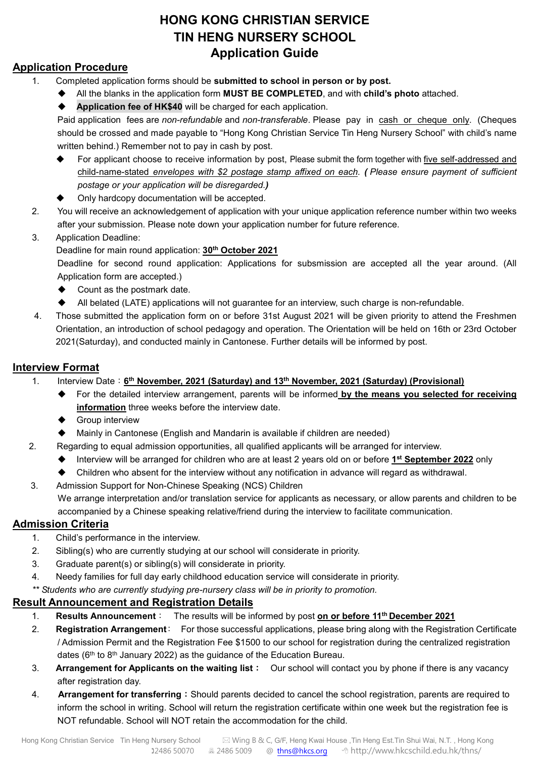# HONG KONG CHRISTIAN SERVICE
# TIN HENG NURSERY SCHOOL
# Application Guide

## Application Procedure

1. Completed application forms should be **submitted to school in person or by post.**
   - All the blanks in the application form **MUST BE COMPLETED**, and with **child's photo** attached.
   - **Application fee of HK$40** will be charged for each application.

   Paid application fees are *non-refundable* and *non-transferable*. Please pay in cash or cheque only. (Cheques should be crossed and made payable to "Hong Kong Christian Service Tin Heng Nursery School" with child's name written behind.) Remember not to pay in cash by post.
   - For applicant choose to receive information by post, Please submit the form together with five self-addressed and child-name-stated *envelopes with $2 postage stamp affixed on each*. ***(** Please ensure payment of sufficient postage or your application will be disregarded.**)***
   - Only hardcopy documentation will be accepted.
2. You will receive an acknowledgement of application with your unique application reference number within two weeks after your submission. Please note down your application number for future reference.
3. Application Deadline:

   Deadline for main round application: **30th October 2021**

   Deadline for second round application: Applications for subsmission are accepted all the year around. (All Application form are accepted.)
   - Count as the postmark date.
   - All belated (LATE) applications will not guarantee for an interview, such charge is non-refundable.
4. Those submitted the application form on or before 31st August 2021 will be given priority to attend the Freshmen Orientation, an introduction of school pedagogy and operation. The Orientation will be held on 16th or 23rd October 2021(Saturday), and conducted mainly in Cantonese. Further details will be informed by post.

## Interview Format

1. Interview Date：**6th November, 2021 (Saturday) and 13th November, 2021 (Saturday) (Provisional)**
   - For the detailed interview arrangement, parents will be informed **by the means you selected for receiving information** three weeks before the interview date.
   - Group interview
   - Mainly in Cantonese (English and Mandarin is available if children are needed)
2. Regarding to equal admission opportunities, all qualified applicants will be arranged for interview.
   - Interview will be arranged for children who are at least 2 years old on or before **1st September 2022** only
   - Children who absent for the interview without any notification in advance will regard as withdrawal.
3. Admission Support for Non-Chinese Speaking (NCS) Children

   We arrange interpretation and/or translation service for applicants as necessary, or allow parents and children to be accompanied by a Chinese speaking relative/friend during the interview to facilitate communication.

## Admission Criteria

1. Child's performance in the interview.
2. Sibling(s) who are currently studying at our school will considerate in priority.
3. Graduate parent(s) or sibling(s) will considerate in priority.
4. Needy families for full day early childhood education service will considerate in priority.

*** Students who are currently studying pre-nursery class will be in priority to promotion.*

## Result Announcement and Registration Details

1. **Results Announcement**： The results will be informed by post **on or before 11th December 2021**
2. **Registration Arrangement**： For those successful applications, please bring along with the Registration Certificate / Admission Permit and the Registration Fee $1500 to our school for registration during the centralized registration dates (6th to 8th January 2022) as the guidance of the Education Bureau.
3. **Arrangement for Applicants on the waiting list**： Our school will contact you by phone if there is any vacancy after registration day.
4. **Arrangement for transferring：** Should parents decided to cancel the school registration, parents are required to inform the school in writing. School will return the registration certificate within one week but the registration fee is NOT refundable. School will NOT retain the accommodation for the child.

Hong Kong Christian Service Tin Heng Nursery School ✉ Wing B & C, G/F, Heng Kwai House ,Tin Heng Est.Tin Shui Wai, N.T. , Hong Kong
☎2486 50070 🖷 2486 5009 @ thns@hkcs.org http://www.hkcschild.edu.hk/thns/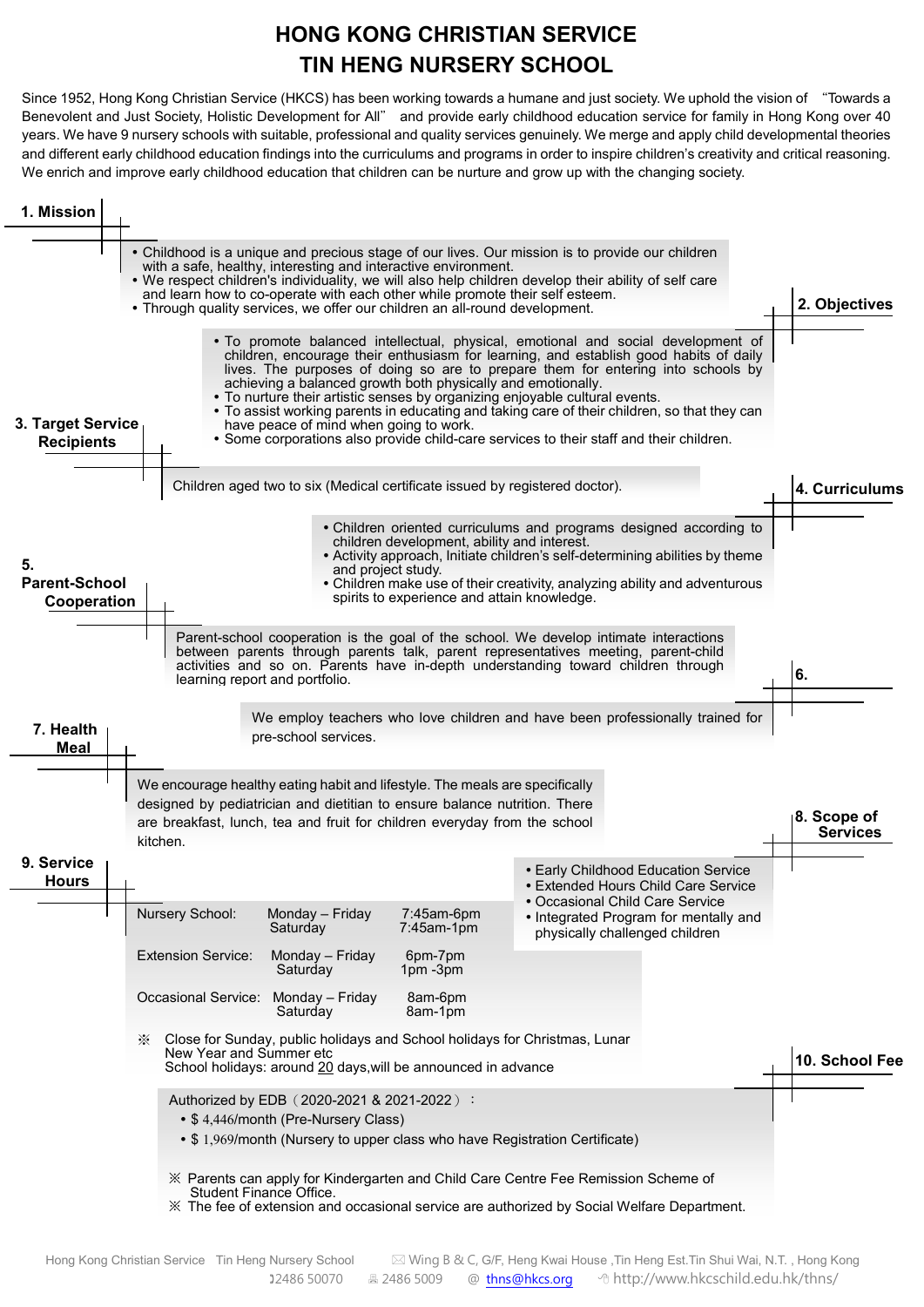# HONG KONG CHRISTIAN SERVICE
# TIN HENG NURSERY SCHOOL

Since 1952, Hong Kong Christian Service (HKCS) has been working towards a humane and just society. We uphold the vision of "Towards a Benevolent and Just Society, Holistic Development for All" and provide early childhood education service for family in Hong Kong over 40 years. We have 9 nursery schools with suitable, professional and quality services genuinely. We merge and apply child developmental theories and different early childhood education findings into the curriculums and programs in order to inspire children's creativity and critical reasoning. We enrich and improve early childhood education that children can be nurture and grow up with the changing society.

## 1. Mission

- Childhood is a unique and precious stage of our lives. Our mission is to provide our children with a safe, healthy, interesting and interactive environment.
- We respect children's individuality, we will also help children develop their ability of self care and learn how to co-operate with each other while promote their self esteem.
- Through quality services, we offer our children an all-round development.

## 2. Objectives

- To promote balanced intellectual, physical, emotional and social development of children, encourage their enthusiasm for learning, and establish good habits of daily lives. The purposes of doing so are to prepare them for entering into schools by achieving a balanced growth both physically and emotionally.
- To nurture their artistic senses by organizing enjoyable cultural events.
- To assist working parents in educating and taking care of their children, so that they can have peace of mind when going to work.
- Some corporations also provide child-care services to their staff and their children.

## 3. Target Service Recipients

Children aged two to six (Medical certificate issued by registered doctor).

## 4. Curriculums

- Children oriented curriculums and programs designed according to children development, ability and interest.
- Activity approach, Initiate children's self-determining abilities by theme and project study.
- Children make use of their creativity, analyzing ability and adventurous spirits to experience and attain knowledge.

## 5. Parent-School Cooperation

Parent-school cooperation is the goal of the school. We develop intimate interactions between parents through parents talk, parent representatives meeting, parent-child activities and so on. Parents have in-depth understanding toward children through learning report and portfolio.

## 6.

We employ teachers who love children and have been professionally trained for pre-school services.

## 7. Health Meal

We encourage healthy eating habit and lifestyle. The meals are specifically designed by pediatrician and dietitian to ensure balance nutrition. There are breakfast, lunch, tea and fruit for children everyday from the school kitchen.

## 8. Scope of Services

- Early Childhood Education Service
- Extended Hours Child Care Service
- Occasional Child Care Service
- Integrated Program for mentally and physically challenged children

## 9. Service Hours

| | | |
|---|---|---|
| Nursery School: | Monday – Friday | 7:45am-6pm |
| | Saturday | 7:45am-1pm |
| Extension Service: | Monday – Friday | 6pm-7pm |
| | Saturday | 1pm -3pm |
| Occasional Service: | Monday – Friday | 8am-6pm |
| | Saturday | 8am-1pm |

※ Close for Sunday, public holidays and School holidays for Christmas, Lunar New Year and Summer etc
School holidays: around 20 days,will be announced in advance

## 10. School Fee

Authorized by EDB（2020-2021 & 2021-2022）：

- $ 4,446/month (Pre-Nursery Class)
- $ 1,969/month (Nursery to upper class who have Registration Certificate)

※ Parents can apply for Kindergarten and Child Care Centre Fee Remission Scheme of Student Finance Office.
※ The fee of extension and occasional service are authorized by Social Welfare Department.

Hong Kong Christian Service Tin Heng Nursery School
Wing B & C, G/F, Heng Kwai House ,Tin Heng Est.Tin Shui Wai, N.T. , Hong Kong
2486 50070 2486 5009 @ thns@hkcs.org http://www.hkcschild.edu.hk/thns/